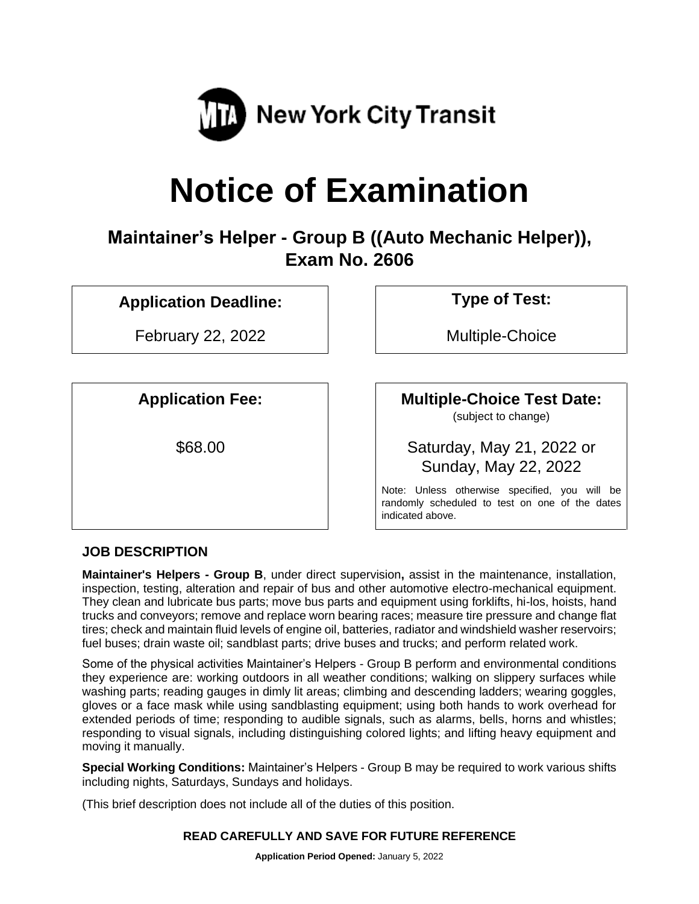MTA New York City Transit

# Notice of Examination

## Maintainer's Helper - Group B ((Auto Mechanic Helper)), Exam No. 2606

**Application Deadline:**

February 22, 2022

**Type of Test:**

Multiple-Choice

**Application Fee:**

$68.00

**Multiple-Choice Test Date:**
(subject to change)

Saturday, May 21, 2022 or
Sunday, May 22, 2022

Note: Unless otherwise specified, you will be randomly scheduled to test on one of the dates indicated above.

### JOB DESCRIPTION

**Maintainer's Helpers - Group B**, under direct supervision**,** assist in the maintenance, installation, inspection, testing, alteration and repair of bus and other automotive electro-mechanical equipment. They clean and lubricate bus parts; move bus parts and equipment using forklifts, hi-los, hoists, hand trucks and conveyors; remove and replace worn bearing races; measure tire pressure and change flat tires; check and maintain fluid levels of engine oil, batteries, radiator and windshield washer reservoirs; fuel buses; drain waste oil; sandblast parts; drive buses and trucks; and perform related work.

Some of the physical activities Maintainer's Helpers - Group B perform and environmental conditions they experience are: working outdoors in all weather conditions; walking on slippery surfaces while washing parts; reading gauges in dimly lit areas; climbing and descending ladders; wearing goggles, gloves or a face mask while using sandblasting equipment; using both hands to work overhead for extended periods of time; responding to audible signals, such as alarms, bells, horns and whistles; responding to visual signals, including distinguishing colored lights; and lifting heavy equipment and moving it manually.

**Special Working Conditions:** Maintainer's Helpers - Group B may be required to work various shifts including nights, Saturdays, Sundays and holidays.

(This brief description does not include all of the duties of this position.

**READ CAREFULLY AND SAVE FOR FUTURE REFERENCE**

**Application Period Opened:** January 5, 2022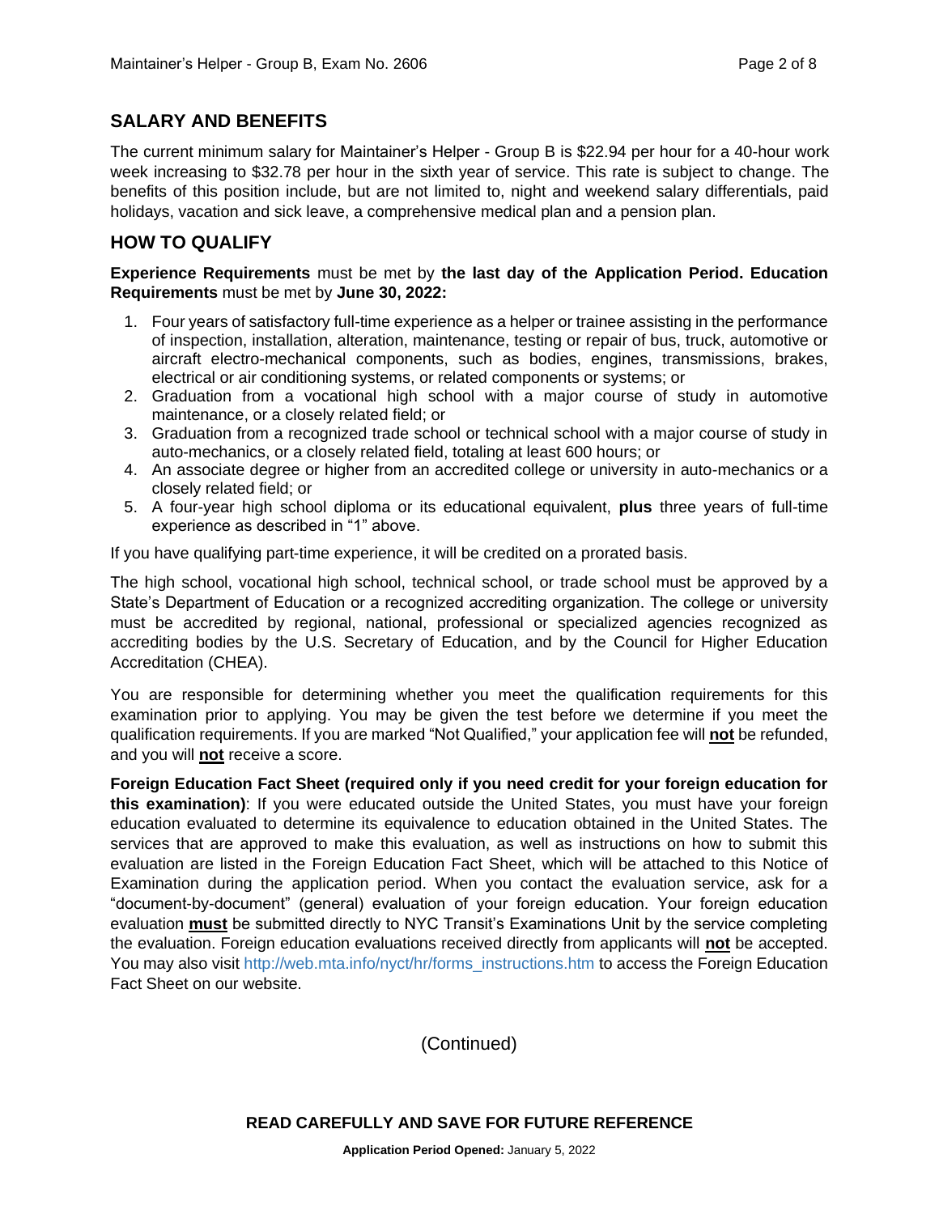## SALARY AND BENEFITS

The current minimum salary for Maintainer's Helper - Group B is $22.94 per hour for a 40-hour work week increasing to $32.78 per hour in the sixth year of service. This rate is subject to change. The benefits of this position include, but are not limited to, night and weekend salary differentials, paid holidays, vacation and sick leave, a comprehensive medical plan and a pension plan.

## HOW TO QUALIFY

**Experience Requirements** must be met by **the last day of the Application Period. Education Requirements** must be met by **June 30, 2022:**

1. Four years of satisfactory full-time experience as a helper or trainee assisting in the performance of inspection, installation, alteration, maintenance, testing or repair of bus, truck, automotive or aircraft electro-mechanical components, such as bodies, engines, transmissions, brakes, electrical or air conditioning systems, or related components or systems; or
2. Graduation from a vocational high school with a major course of study in automotive maintenance, or a closely related field; or
3. Graduation from a recognized trade school or technical school with a major course of study in auto-mechanics, or a closely related field, totaling at least 600 hours; or
4. An associate degree or higher from an accredited college or university in auto-mechanics or a closely related field; or
5. A four-year high school diploma or its educational equivalent, **plus** three years of full-time experience as described in "1" above.

If you have qualifying part-time experience, it will be credited on a prorated basis.

The high school, vocational high school, technical school, or trade school must be approved by a State's Department of Education or a recognized accrediting organization. The college or university must be accredited by regional, national, professional or specialized agencies recognized as accrediting bodies by the U.S. Secretary of Education, and by the Council for Higher Education Accreditation (CHEA).

You are responsible for determining whether you meet the qualification requirements for this examination prior to applying. You may be given the test before we determine if you meet the qualification requirements. If you are marked "Not Qualified," your application fee will **not** be refunded, and you will **not** receive a score.

**Foreign Education Fact Sheet (required only if you need credit for your foreign education for this examination)**: If you were educated outside the United States, you must have your foreign education evaluated to determine its equivalence to education obtained in the United States. The services that are approved to make this evaluation, as well as instructions on how to submit this evaluation are listed in the Foreign Education Fact Sheet, which will be attached to this Notice of Examination during the application period. When you contact the evaluation service, ask for a "document-by-document" (general) evaluation of your foreign education. Your foreign education evaluation **must** be submitted directly to NYC Transit's Examinations Unit by the service completing the evaluation. Foreign education evaluations received directly from applicants will **not** be accepted. You may also visit http://web.mta.info/nyct/hr/forms_instructions.htm to access the Foreign Education Fact Sheet on our website.

(Continued)

**READ CAREFULLY AND SAVE FOR FUTURE REFERENCE**

**Application Period Opened:** January 5, 2022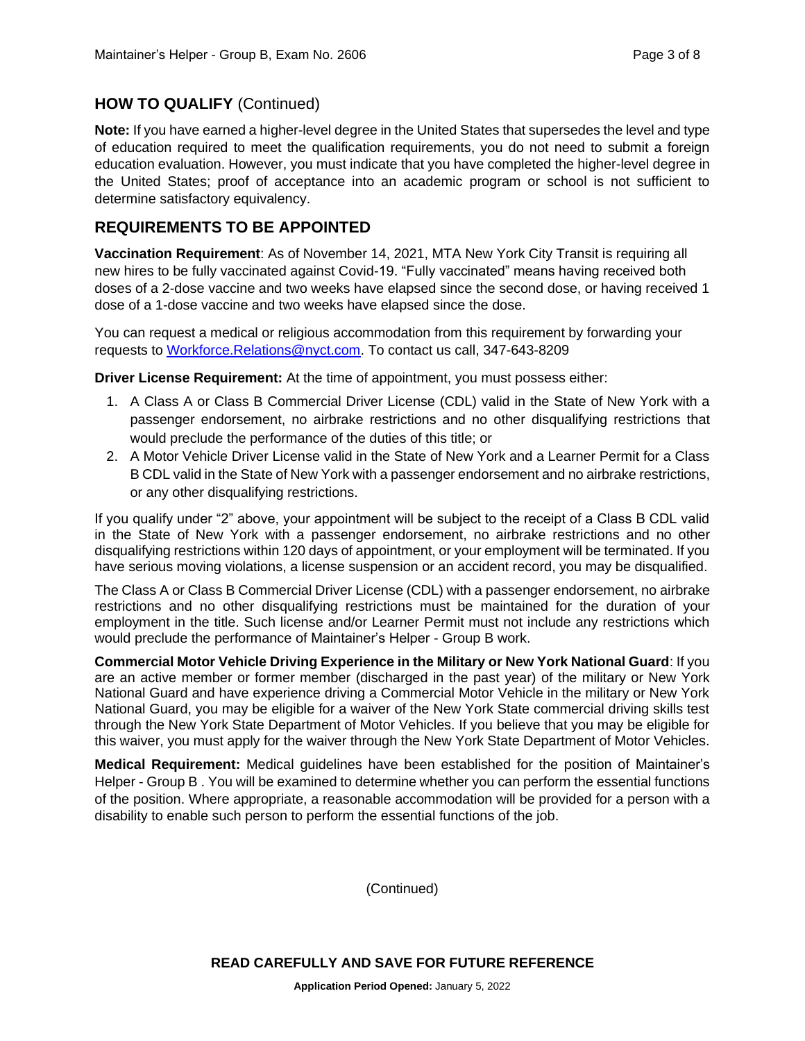## HOW TO QUALIFY (Continued)

**Note:** If you have earned a higher-level degree in the United States that supersedes the level and type of education required to meet the qualification requirements, you do not need to submit a foreign education evaluation. However, you must indicate that you have completed the higher-level degree in the United States; proof of acceptance into an academic program or school is not sufficient to determine satisfactory equivalency.

## REQUIREMENTS TO BE APPOINTED

**Vaccination Requirement**: As of November 14, 2021, MTA New York City Transit is requiring all new hires to be fully vaccinated against Covid-19. "Fully vaccinated" means having received both doses of a 2-dose vaccine and two weeks have elapsed since the second dose, or having received 1 dose of a 1-dose vaccine and two weeks have elapsed since the dose.

You can request a medical or religious accommodation from this requirement by forwarding your requests to Workforce.Relations@nyct.com. To contact us call, 347-643-8209

**Driver License Requirement:** At the time of appointment, you must possess either:

1. A Class A or Class B Commercial Driver License (CDL) valid in the State of New York with a passenger endorsement, no airbrake restrictions and no other disqualifying restrictions that would preclude the performance of the duties of this title; or
2. A Motor Vehicle Driver License valid in the State of New York and a Learner Permit for a Class B CDL valid in the State of New York with a passenger endorsement and no airbrake restrictions, or any other disqualifying restrictions.

If you qualify under "2" above, your appointment will be subject to the receipt of a Class B CDL valid in the State of New York with a passenger endorsement, no airbrake restrictions and no other disqualifying restrictions within 120 days of appointment, or your employment will be terminated. If you have serious moving violations, a license suspension or an accident record, you may be disqualified.

The Class A or Class B Commercial Driver License (CDL) with a passenger endorsement, no airbrake restrictions and no other disqualifying restrictions must be maintained for the duration of your employment in the title. Such license and/or Learner Permit must not include any restrictions which would preclude the performance of Maintainer's Helper - Group B work.

**Commercial Motor Vehicle Driving Experience in the Military or New York National Guard**: If you are an active member or former member (discharged in the past year) of the military or New York National Guard and have experience driving a Commercial Motor Vehicle in the military or New York National Guard, you may be eligible for a waiver of the New York State commercial driving skills test through the New York State Department of Motor Vehicles. If you believe that you may be eligible for this waiver, you must apply for the waiver through the New York State Department of Motor Vehicles.

**Medical Requirement:** Medical guidelines have been established for the position of Maintainer's Helper - Group B . You will be examined to determine whether you can perform the essential functions of the position. Where appropriate, a reasonable accommodation will be provided for a person with a disability to enable such person to perform the essential functions of the job.

(Continued)

**READ CAREFULLY AND SAVE FOR FUTURE REFERENCE**

**Application Period Opened:** January 5, 2022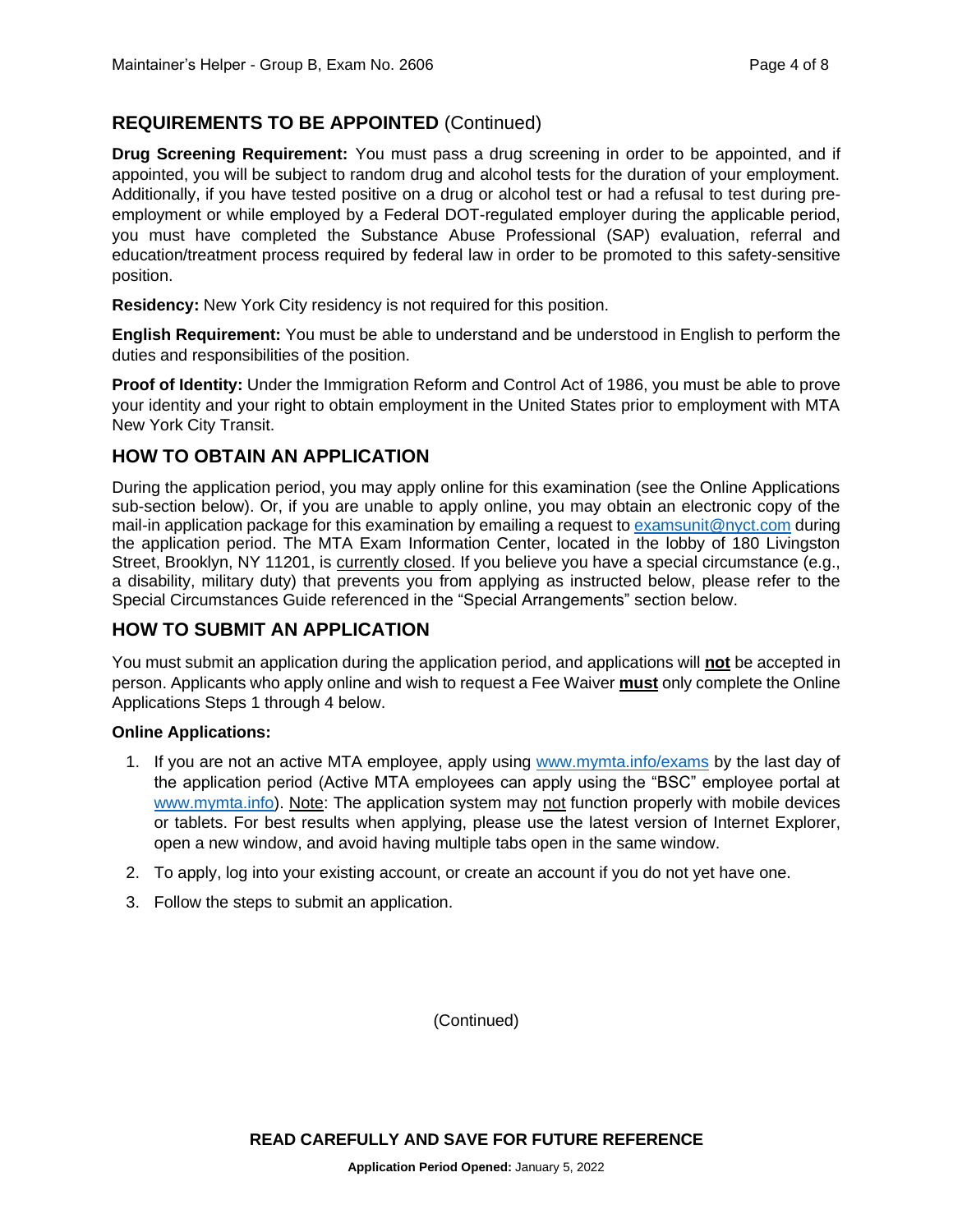## REQUIREMENTS TO BE APPOINTED (Continued)

**Drug Screening Requirement:** You must pass a drug screening in order to be appointed, and if appointed, you will be subject to random drug and alcohol tests for the duration of your employment. Additionally, if you have tested positive on a drug or alcohol test or had a refusal to test during pre-employment or while employed by a Federal DOT-regulated employer during the applicable period, you must have completed the Substance Abuse Professional (SAP) evaluation, referral and education/treatment process required by federal law in order to be promoted to this safety-sensitive position.

**Residency:** New York City residency is not required for this position.

**English Requirement:** You must be able to understand and be understood in English to perform the duties and responsibilities of the position.

**Proof of Identity:** Under the Immigration Reform and Control Act of 1986, you must be able to prove your identity and your right to obtain employment in the United States prior to employment with MTA New York City Transit.

## HOW TO OBTAIN AN APPLICATION

During the application period, you may apply online for this examination (see the Online Applications sub-section below). Or, if you are unable to apply online, you may obtain an electronic copy of the mail-in application package for this examination by emailing a request to examsunit@nyct.com during the application period. The MTA Exam Information Center, located in the lobby of 180 Livingston Street, Brooklyn, NY 11201, is currently closed. If you believe you have a special circumstance (e.g., a disability, military duty) that prevents you from applying as instructed below, please refer to the Special Circumstances Guide referenced in the "Special Arrangements" section below.

## HOW TO SUBMIT AN APPLICATION

You must submit an application during the application period, and applications will **not** be accepted in person. Applicants who apply online and wish to request a Fee Waiver **must** only complete the Online Applications Steps 1 through 4 below.

**Online Applications:**

1. If you are not an active MTA employee, apply using www.mymta.info/exams by the last day of the application period (Active MTA employees can apply using the "BSC" employee portal at www.mymta.info). Note: The application system may not function properly with mobile devices or tablets. For best results when applying, please use the latest version of Internet Explorer, open a new window, and avoid having multiple tabs open in the same window.
2. To apply, log into your existing account, or create an account if you do not yet have one.
3. Follow the steps to submit an application.

(Continued)

**READ CAREFULLY AND SAVE FOR FUTURE REFERENCE**

**Application Period Opened:** January 5, 2022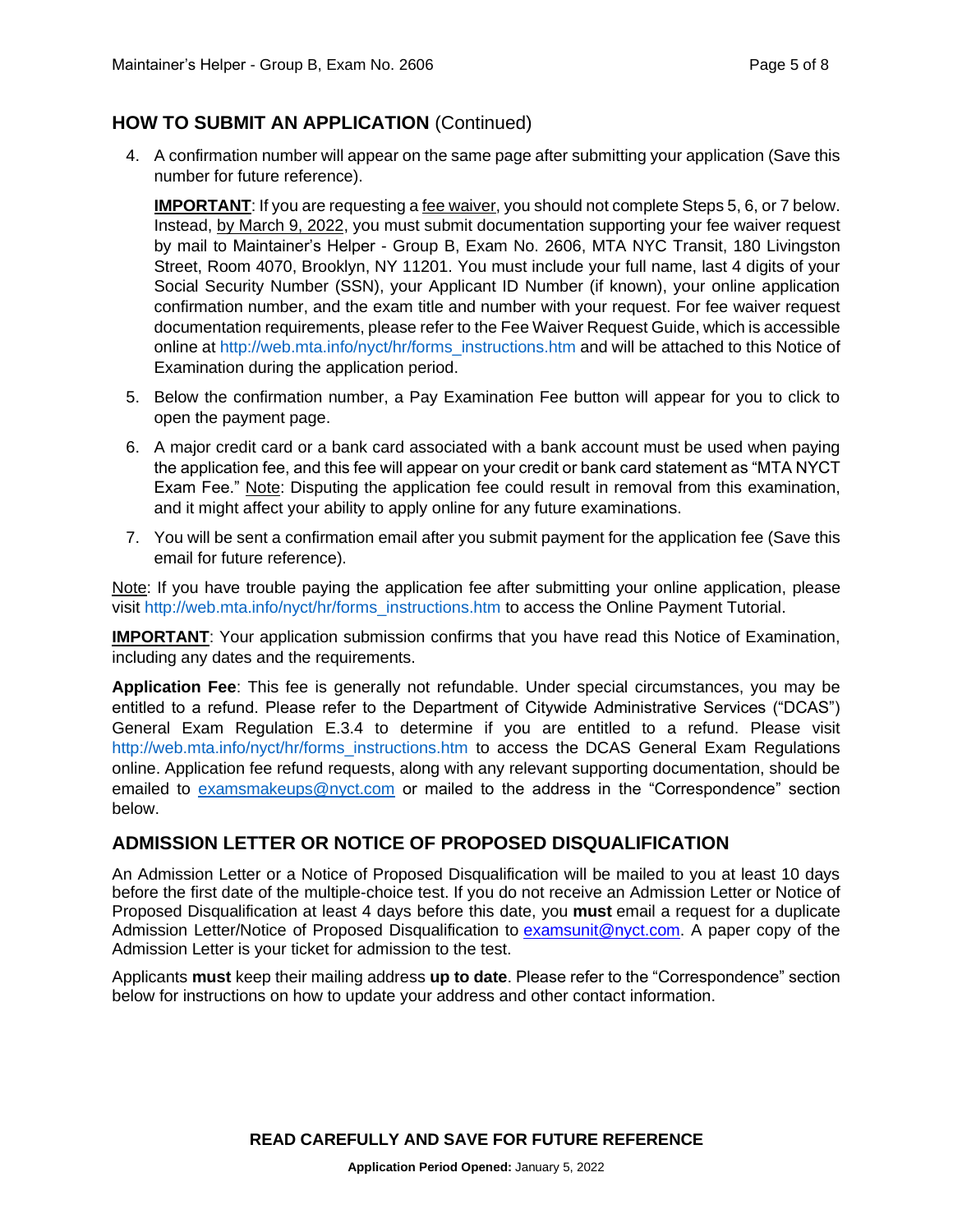## HOW TO SUBMIT AN APPLICATION (Continued)

4. A confirmation number will appear on the same page after submitting your application (Save this number for future reference).

   **IMPORTANT**: If you are requesting a fee waiver, you should not complete Steps 5, 6, or 7 below. Instead, by March 9, 2022, you must submit documentation supporting your fee waiver request by mail to Maintainer's Helper - Group B, Exam No. 2606, MTA NYC Transit, 180 Livingston Street, Room 4070, Brooklyn, NY 11201. You must include your full name, last 4 digits of your Social Security Number (SSN), your Applicant ID Number (if known), your online application confirmation number, and the exam title and number with your request. For fee waiver request documentation requirements, please refer to the Fee Waiver Request Guide, which is accessible online at http://web.mta.info/nyct/hr/forms_instructions.htm and will be attached to this Notice of Examination during the application period.

5. Below the confirmation number, a Pay Examination Fee button will appear for you to click to open the payment page.

6. A major credit card or a bank card associated with a bank account must be used when paying the application fee, and this fee will appear on your credit or bank card statement as "MTA NYCT Exam Fee." Note: Disputing the application fee could result in removal from this examination, and it might affect your ability to apply online for any future examinations.

7. You will be sent a confirmation email after you submit payment for the application fee (Save this email for future reference).

Note: If you have trouble paying the application fee after submitting your online application, please visit http://web.mta.info/nyct/hr/forms_instructions.htm to access the Online Payment Tutorial.

**IMPORTANT**: Your application submission confirms that you have read this Notice of Examination, including any dates and the requirements.

**Application Fee**: This fee is generally not refundable. Under special circumstances, you may be entitled to a refund. Please refer to the Department of Citywide Administrative Services ("DCAS") General Exam Regulation E.3.4 to determine if you are entitled to a refund. Please visit http://web.mta.info/nyct/hr/forms_instructions.htm to access the DCAS General Exam Regulations online. Application fee refund requests, along with any relevant supporting documentation, should be emailed to examsmakeups@nyct.com or mailed to the address in the "Correspondence" section below.

## ADMISSION LETTER OR NOTICE OF PROPOSED DISQUALIFICATION

An Admission Letter or a Notice of Proposed Disqualification will be mailed to you at least 10 days before the first date of the multiple-choice test. If you do not receive an Admission Letter or Notice of Proposed Disqualification at least 4 days before this date, you **must** email a request for a duplicate Admission Letter/Notice of Proposed Disqualification to examsunit@nyct.com. A paper copy of the Admission Letter is your ticket for admission to the test.

Applicants **must** keep their mailing address **up to date**. Please refer to the "Correspondence" section below for instructions on how to update your address and other contact information.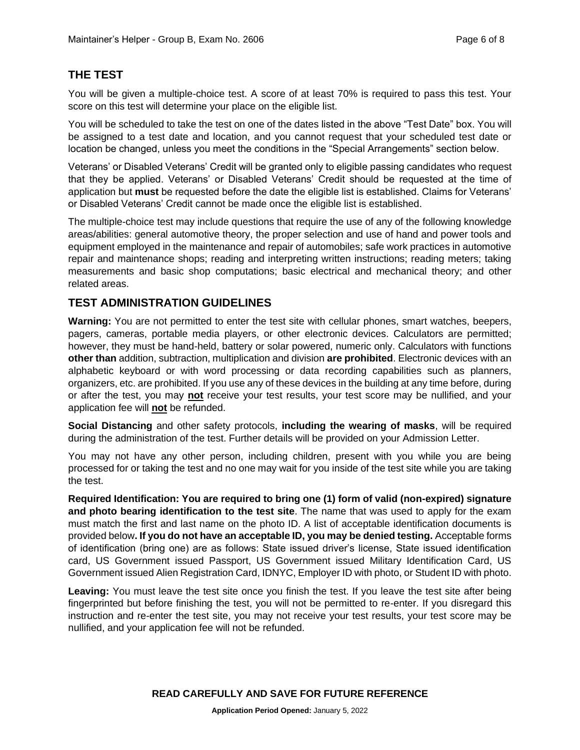## THE TEST

You will be given a multiple-choice test. A score of at least 70% is required to pass this test. Your score on this test will determine your place on the eligible list.

You will be scheduled to take the test on one of the dates listed in the above "Test Date" box. You will be assigned to a test date and location, and you cannot request that your scheduled test date or location be changed, unless you meet the conditions in the "Special Arrangements" section below.

Veterans' or Disabled Veterans' Credit will be granted only to eligible passing candidates who request that they be applied. Veterans' or Disabled Veterans' Credit should be requested at the time of application but **must** be requested before the date the eligible list is established. Claims for Veterans' or Disabled Veterans' Credit cannot be made once the eligible list is established.

The multiple-choice test may include questions that require the use of any of the following knowledge areas/abilities: general automotive theory, the proper selection and use of hand and power tools and equipment employed in the maintenance and repair of automobiles; safe work practices in automotive repair and maintenance shops; reading and interpreting written instructions; reading meters; taking measurements and basic shop computations; basic electrical and mechanical theory; and other related areas.

## TEST ADMINISTRATION GUIDELINES

**Warning:** You are not permitted to enter the test site with cellular phones, smart watches, beepers, pagers, cameras, portable media players, or other electronic devices. Calculators are permitted; however, they must be hand-held, battery or solar powered, numeric only. Calculators with functions **other than** addition, subtraction, multiplication and division **are prohibited**. Electronic devices with an alphabetic keyboard or with word processing or data recording capabilities such as planners, organizers, etc. are prohibited. If you use any of these devices in the building at any time before, during or after the test, you may **not** receive your test results, your test score may be nullified, and your application fee will **not** be refunded.

**Social Distancing** and other safety protocols, **including the wearing of masks**, will be required during the administration of the test. Further details will be provided on your Admission Letter.

You may not have any other person, including children, present with you while you are being processed for or taking the test and no one may wait for you inside of the test site while you are taking the test.

**Required Identification: You are required to bring one (1) form of valid (non-expired) signature and photo bearing identification to the test site**. The name that was used to apply for the exam must match the first and last name on the photo ID. A list of acceptable identification documents is provided below**. If you do not have an acceptable ID, you may be denied testing.** Acceptable forms of identification (bring one) are as follows: State issued driver's license, State issued identification card, US Government issued Passport, US Government issued Military Identification Card, US Government issued Alien Registration Card, IDNYC, Employer ID with photo, or Student ID with photo.

**Leaving:** You must leave the test site once you finish the test. If you leave the test site after being fingerprinted but before finishing the test, you will not be permitted to re-enter. If you disregard this instruction and re-enter the test site, you may not receive your test results, your test score may be nullified, and your application fee will not be refunded.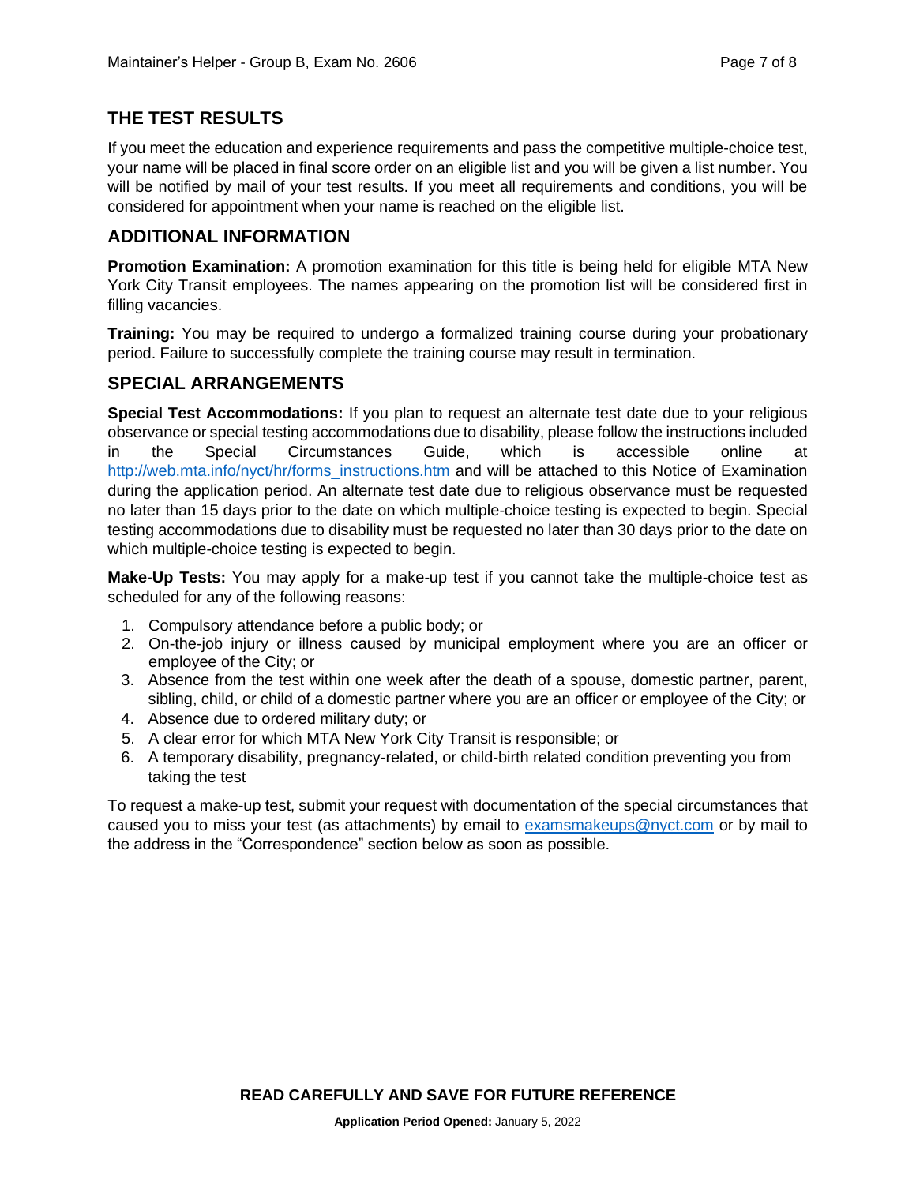## THE TEST RESULTS

If you meet the education and experience requirements and pass the competitive multiple-choice test, your name will be placed in final score order on an eligible list and you will be given a list number. You will be notified by mail of your test results. If you meet all requirements and conditions, you will be considered for appointment when your name is reached on the eligible list.

## ADDITIONAL INFORMATION

**Promotion Examination:** A promotion examination for this title is being held for eligible MTA New York City Transit employees. The names appearing on the promotion list will be considered first in filling vacancies.

**Training:** You may be required to undergo a formalized training course during your probationary period. Failure to successfully complete the training course may result in termination.

## SPECIAL ARRANGEMENTS

**Special Test Accommodations:** If you plan to request an alternate test date due to your religious observance or special testing accommodations due to disability, please follow the instructions included in the Special Circumstances Guide, which is accessible online at http://web.mta.info/nyct/hr/forms_instructions.htm and will be attached to this Notice of Examination during the application period. An alternate test date due to religious observance must be requested no later than 15 days prior to the date on which multiple-choice testing is expected to begin. Special testing accommodations due to disability must be requested no later than 30 days prior to the date on which multiple-choice testing is expected to begin.

**Make-Up Tests:** You may apply for a make-up test if you cannot take the multiple-choice test as scheduled for any of the following reasons:

1. Compulsory attendance before a public body; or
2. On-the-job injury or illness caused by municipal employment where you are an officer or employee of the City; or
3. Absence from the test within one week after the death of a spouse, domestic partner, parent, sibling, child, or child of a domestic partner where you are an officer or employee of the City; or
4. Absence due to ordered military duty; or
5. A clear error for which MTA New York City Transit is responsible; or
6. A temporary disability, pregnancy-related, or child-birth related condition preventing you from taking the test

To request a make-up test, submit your request with documentation of the special circumstances that caused you to miss your test (as attachments) by email to examsmakeups@nyct.com or by mail to the address in the "Correspondence" section below as soon as possible.

**READ CAREFULLY AND SAVE FOR FUTURE REFERENCE**

**Application Period Opened:** January 5, 2022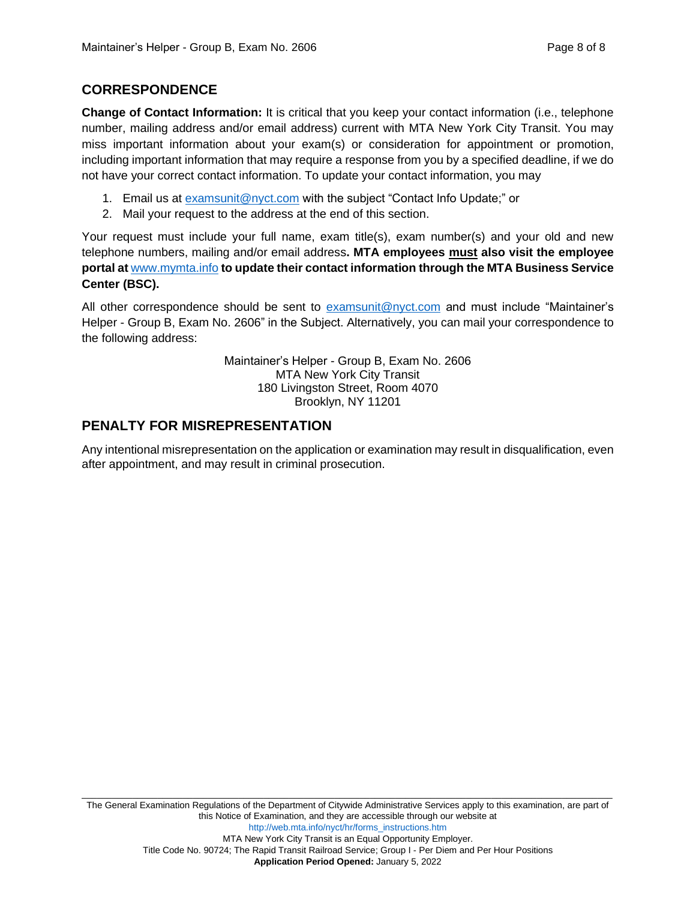## CORRESPONDENCE

**Change of Contact Information:** It is critical that you keep your contact information (i.e., telephone number, mailing address and/or email address) current with MTA New York City Transit. You may miss important information about your exam(s) or consideration for appointment or promotion, including important information that may require a response from you by a specified deadline, if we do not have your correct contact information. To update your contact information, you may

1. Email us at examsunit@nyct.com with the subject "Contact Info Update;" or
2. Mail your request to the address at the end of this section.

Your request must include your full name, exam title(s), exam number(s) and your old and new telephone numbers, mailing and/or email address**. MTA employees must also visit the employee portal at** www.mymta.info **to update their contact information through the MTA Business Service Center (BSC).**

All other correspondence should be sent to examsunit@nyct.com and must include "Maintainer's Helper - Group B, Exam No. 2606" in the Subject. Alternatively, you can mail your correspondence to the following address:

Maintainer's Helper - Group B, Exam No. 2606
MTA New York City Transit
180 Livingston Street, Room 4070
Brooklyn, NY 11201

## PENALTY FOR MISREPRESENTATION

Any intentional misrepresentation on the application or examination may result in disqualification, even after appointment, and may result in criminal prosecution.

---

The General Examination Regulations of the Department of Citywide Administrative Services apply to this examination, are part of this Notice of Examination, and they are accessible through our website at http://web.mta.info/nyct/hr/forms_instructions.htm

MTA New York City Transit is an Equal Opportunity Employer.

Title Code No. 90724; The Rapid Transit Railroad Service; Group I - Per Diem and Per Hour Positions

**Application Period Opened:** January 5, 2022